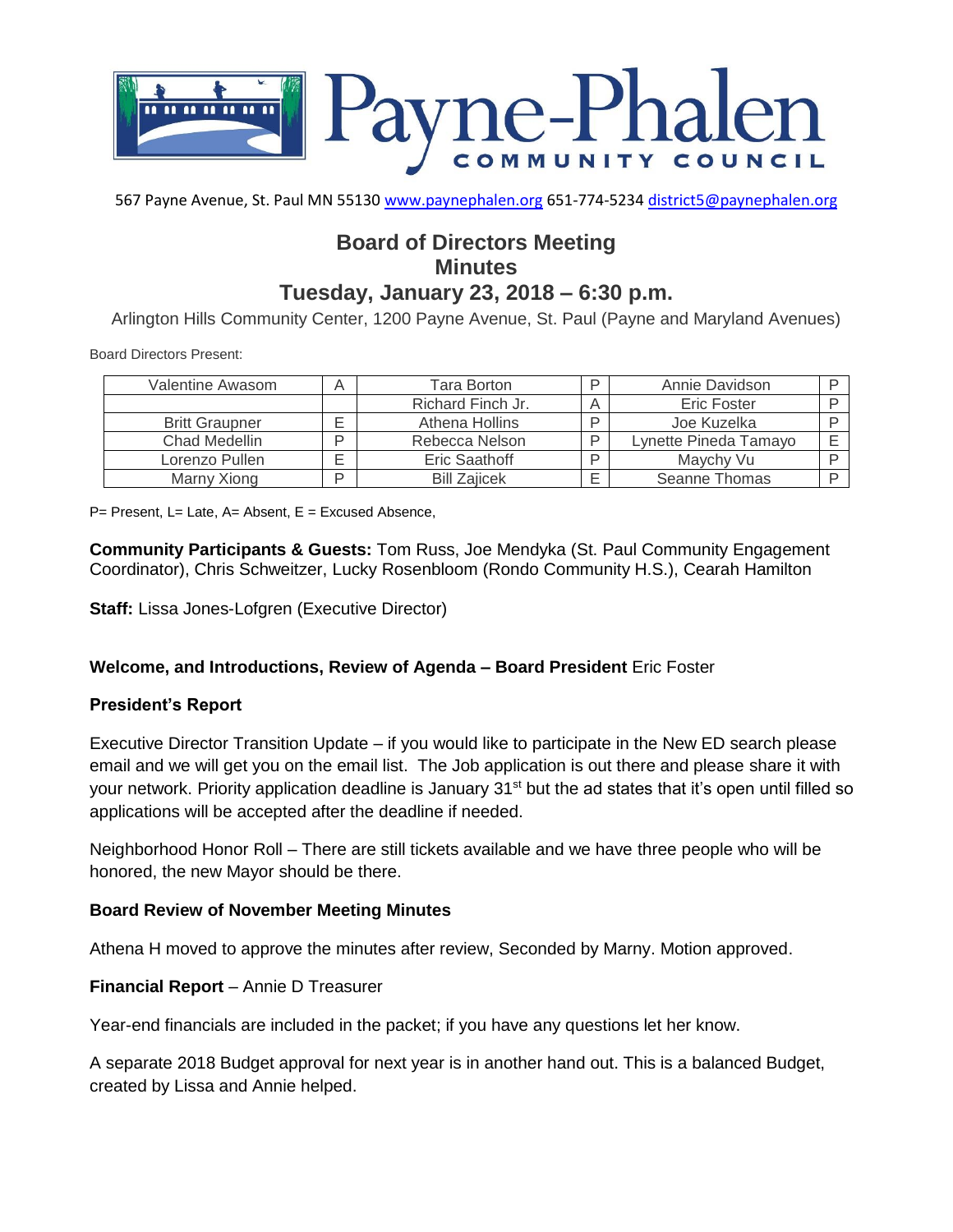# Payne-Phalen COMMUNITY COUNCIL

567 Payne Avenue, St. Paul MN 55130 www.paynephalen.org 651-774-5234 district5@paynephalen.org

## Board of Directors Meeting
## Minutes
## Tuesday, January 23, 2018 – 6:30 p.m.

Arlington Hills Community Center, 1200 Payne Avenue, St. Paul (Payne and Maryland Avenues)

Board Directors Present:

| Valentine Awasom | A | Tara Borton | P | Annie Davidson | P |
|---|---|---|---|---|---|
| | | Richard Finch Jr. | A | Eric Foster | P |
| Britt Graupner | E | Athena Hollins | P | Joe Kuzelka | P |
| Chad Medellin | P | Rebecca Nelson | P | Lynette Pineda Tamayo | E |
| Lorenzo Pullen | E | Eric Saathoff | P | Maychy Vu | P |
| Marny Xiong | P | Bill Zajicek | E | Seanne Thomas | P |

P= Present, L= Late, A= Absent, E = Excused Absence,

**Community Participants & Guests:** Tom Russ, Joe Mendyka (St. Paul Community Engagement Coordinator), Chris Schweitzer, Lucky Rosenbloom (Rondo Community H.S.), Cearah Hamilton

**Staff:** Lissa Jones-Lofgren (Executive Director)

**Welcome, and Introductions, Review of Agenda – Board President** Eric Foster

**President's Report**

Executive Director Transition Update – if you would like to participate in the New ED search please email and we will get you on the email list. The Job application is out there and please share it with your network. Priority application deadline is January 31st but the ad states that it's open until filled so applications will be accepted after the deadline if needed.

Neighborhood Honor Roll – There are still tickets available and we have three people who will be honored, the new Mayor should be there.

**Board Review of November Meeting Minutes**

Athena H moved to approve the minutes after review, Seconded by Marny. Motion approved.

**Financial Report** – Annie D Treasurer

Year-end financials are included in the packet; if you have any questions let her know.

A separate 2018 Budget approval for next year is in another hand out. This is a balanced Budget, created by Lissa and Annie helped.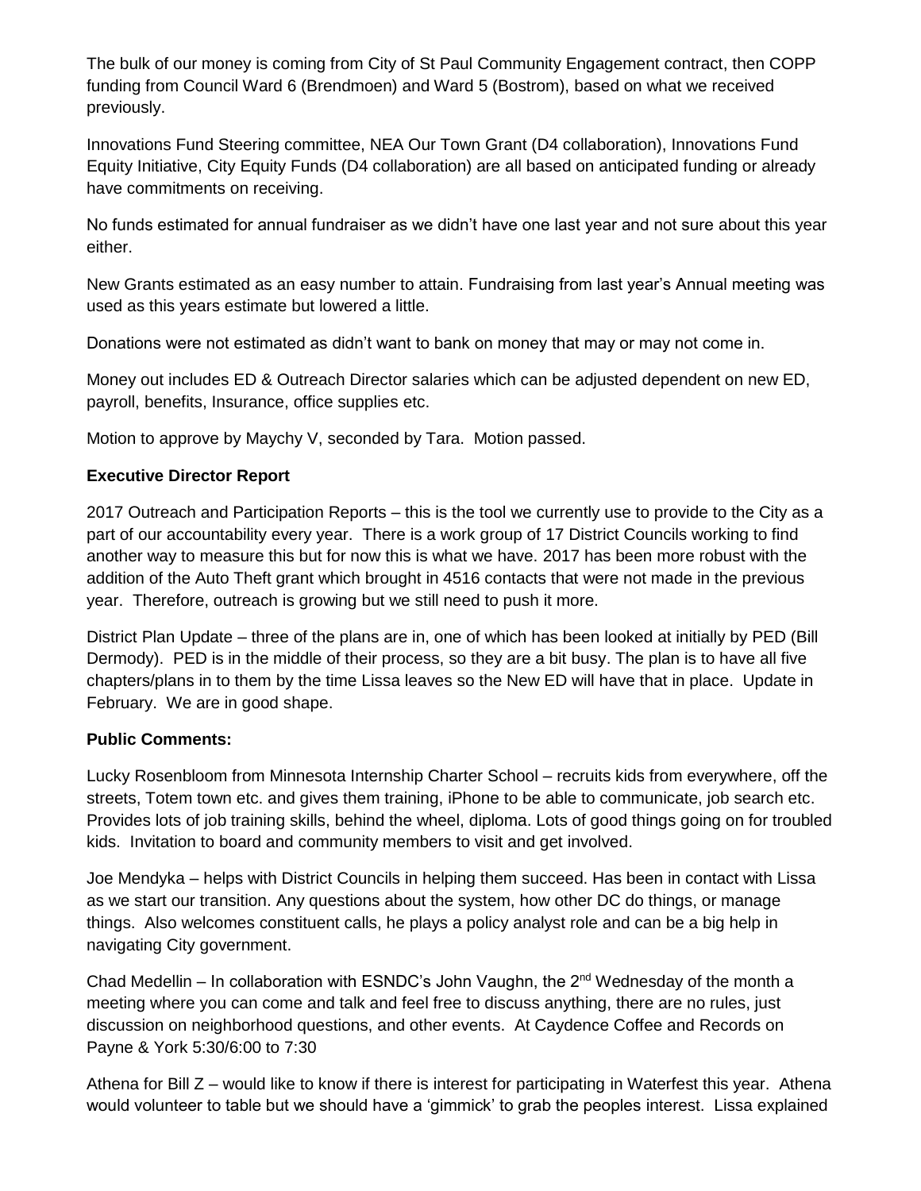The bulk of our money is coming from City of St Paul Community Engagement contract, then COPP funding from Council Ward 6 (Brendmoen) and Ward 5 (Bostrom), based on what we received previously.

Innovations Fund Steering committee, NEA Our Town Grant (D4 collaboration), Innovations Fund Equity Initiative, City Equity Funds (D4 collaboration) are all based on anticipated funding or already have commitments on receiving.

No funds estimated for annual fundraiser as we didn't have one last year and not sure about this year either.

New Grants estimated as an easy number to attain. Fundraising from last year's Annual meeting was used as this years estimate but lowered a little.

Donations were not estimated as didn't want to bank on money that may or may not come in.

Money out includes ED & Outreach Director salaries which can be adjusted dependent on new ED, payroll, benefits, Insurance, office supplies etc.

Motion to approve by Maychy V, seconded by Tara. Motion passed.

**Executive Director Report**

2017 Outreach and Participation Reports – this is the tool we currently use to provide to the City as a part of our accountability every year. There is a work group of 17 District Councils working to find another way to measure this but for now this is what we have. 2017 has been more robust with the addition of the Auto Theft grant which brought in 4516 contacts that were not made in the previous year. Therefore, outreach is growing but we still need to push it more.

District Plan Update – three of the plans are in, one of which has been looked at initially by PED (Bill Dermody). PED is in the middle of their process, so they are a bit busy. The plan is to have all five chapters/plans in to them by the time Lissa leaves so the New ED will have that in place. Update in February. We are in good shape.

**Public Comments:**

Lucky Rosenbloom from Minnesota Internship Charter School – recruits kids from everywhere, off the streets, Totem town etc. and gives them training, iPhone to be able to communicate, job search etc. Provides lots of job training skills, behind the wheel, diploma. Lots of good things going on for troubled kids. Invitation to board and community members to visit and get involved.

Joe Mendyka – helps with District Councils in helping them succeed. Has been in contact with Lissa as we start our transition. Any questions about the system, how other DC do things, or manage things. Also welcomes constituent calls, he plays a policy analyst role and can be a big help in navigating City government.

Chad Medellin – In collaboration with ESNDC's John Vaughn, the 2nd Wednesday of the month a meeting where you can come and talk and feel free to discuss anything, there are no rules, just discussion on neighborhood questions, and other events. At Caydence Coffee and Records on Payne & York 5:30/6:00 to 7:30

Athena for Bill Z – would like to know if there is interest for participating in Waterfest this year. Athena would volunteer to table but we should have a 'gimmick' to grab the peoples interest. Lissa explained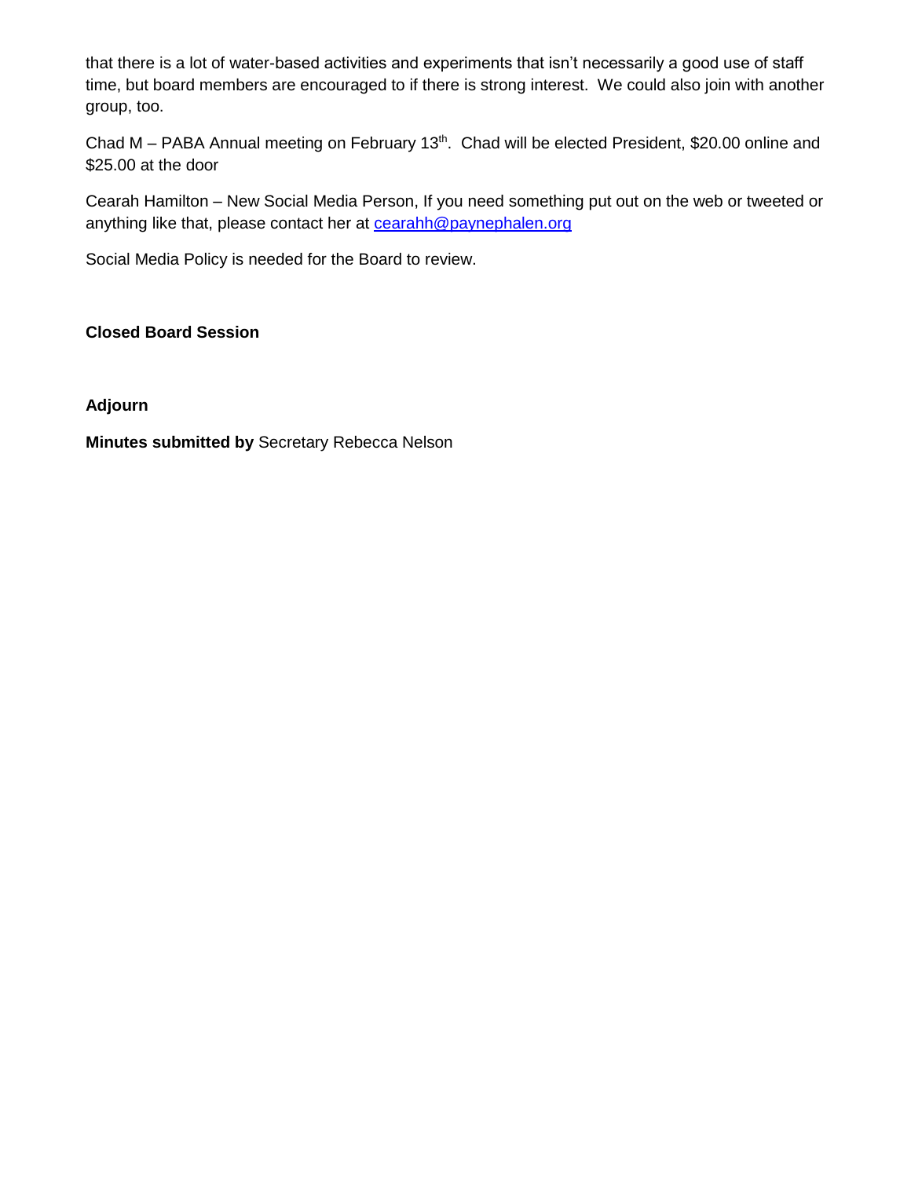that there is a lot of water-based activities and experiments that isn't necessarily a good use of staff time, but board members are encouraged to if there is strong interest. We could also join with another group, too.

Chad M – PABA Annual meeting on February 13th. Chad will be elected President, $20.00 online and $25.00 at the door

Cearah Hamilton – New Social Media Person, If you need something put out on the web or tweeted or anything like that, please contact her at cearahh@paynephalen.org

Social Media Policy is needed for the Board to review.

**Closed Board Session**

**Adjourn**

**Minutes submitted by** Secretary Rebecca Nelson